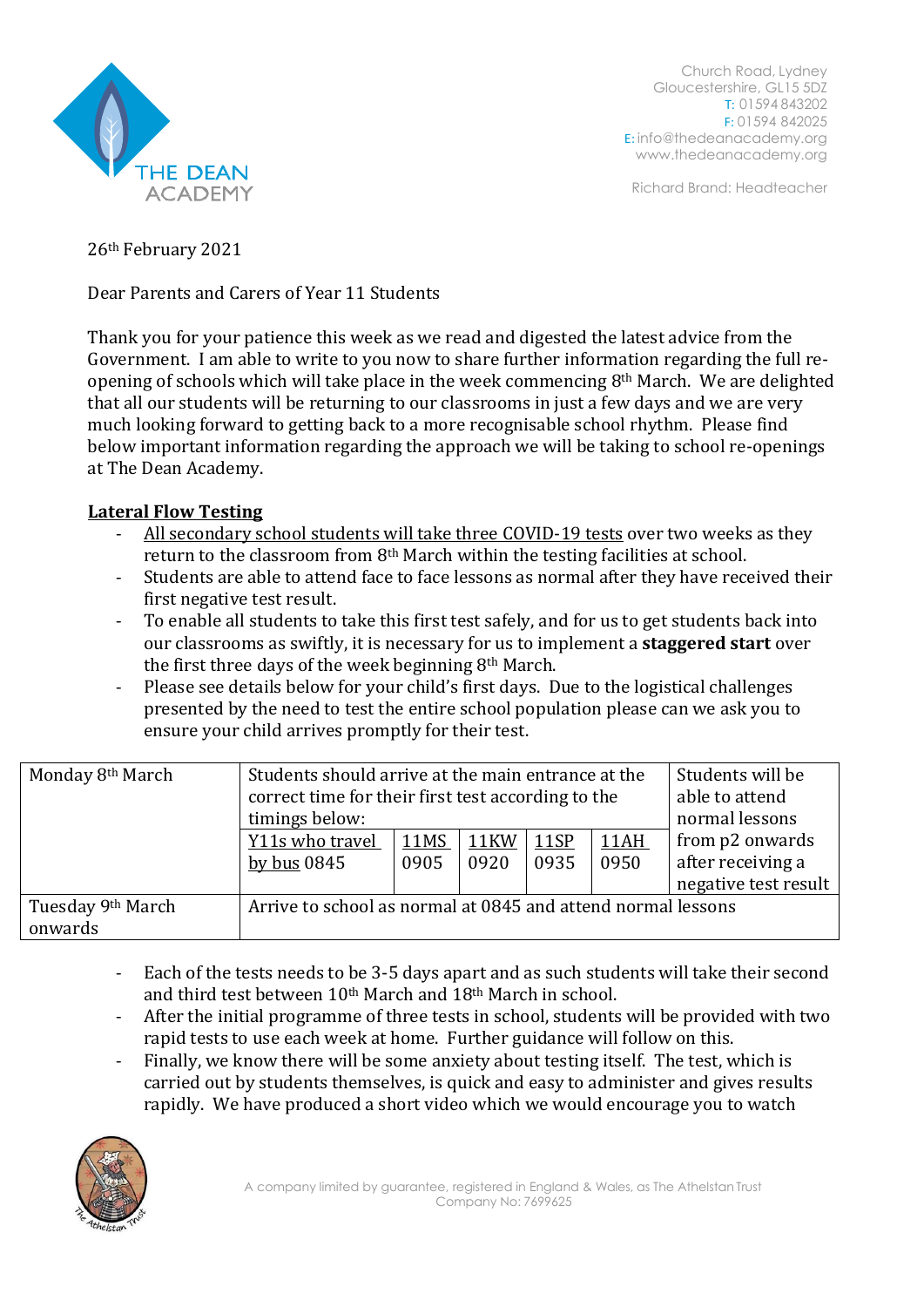THE DEAN ACADEMY

Church Road, Lydney
Gloucestershire, GL15 5DZ
T: 01594 843202
F: 01594 842025
E: info@thedeanacademy.org
www.thedeanacademy.org

Richard Brand: Headteacher

26th February 2021

Dear Parents and Carers of Year 11 Students

Thank you for your patience this week as we read and digested the latest advice from the Government. I am able to write to you now to share further information regarding the full re-opening of schools which will take place in the week commencing 8th March. We are delighted that all our students will be returning to our classrooms in just a few days and we are very much looking forward to getting back to a more recognisable school rhythm. Please find below important information regarding the approach we will be taking to school re-openings at The Dean Academy.

**Lateral Flow Testing**

- All secondary school students will take three COVID-19 tests over two weeks as they return to the classroom from 8th March within the testing facilities at school.
- Students are able to attend face to face lessons as normal after they have received their first negative test result.
- To enable all students to take this first test safely, and for us to get students back into our classrooms as swiftly, it is necessary for us to implement a **staggered start** over the first three days of the week beginning 8th March.
- Please see details below for your child's first days. Due to the logistical challenges presented by the need to test the entire school population please can we ask you to ensure your child arrives promptly for their test.

| Monday 8th March | Students should arrive at the main entrance at the correct time for their first test according to the timings below: | | | | | Students will be able to attend normal lessons from p2 onwards after receiving a negative test result |
|---|---|---|---|---|---|---|
| | Y11s who travel by bus 0845 | 11MS 0905 | 11KW 0920 | 11SP 0935 | 11AH 0950 | |
| Tuesday 9th March onwards | Arrive to school as normal at 0845 and attend normal lessons | | | | | |

- Each of the tests needs to be 3-5 days apart and as such students will take their second and third test between 10th March and 18th March in school.
- After the initial programme of three tests in school, students will be provided with two rapid tests to use each week at home. Further guidance will follow on this.
- Finally, we know there will be some anxiety about testing itself. The test, which is carried out by students themselves, is quick and easy to administer and gives results rapidly. We have produced a short video which we would encourage you to watch

A company limited by guarantee, registered in England & Wales, as The Athelstan Trust
Company No: 7699625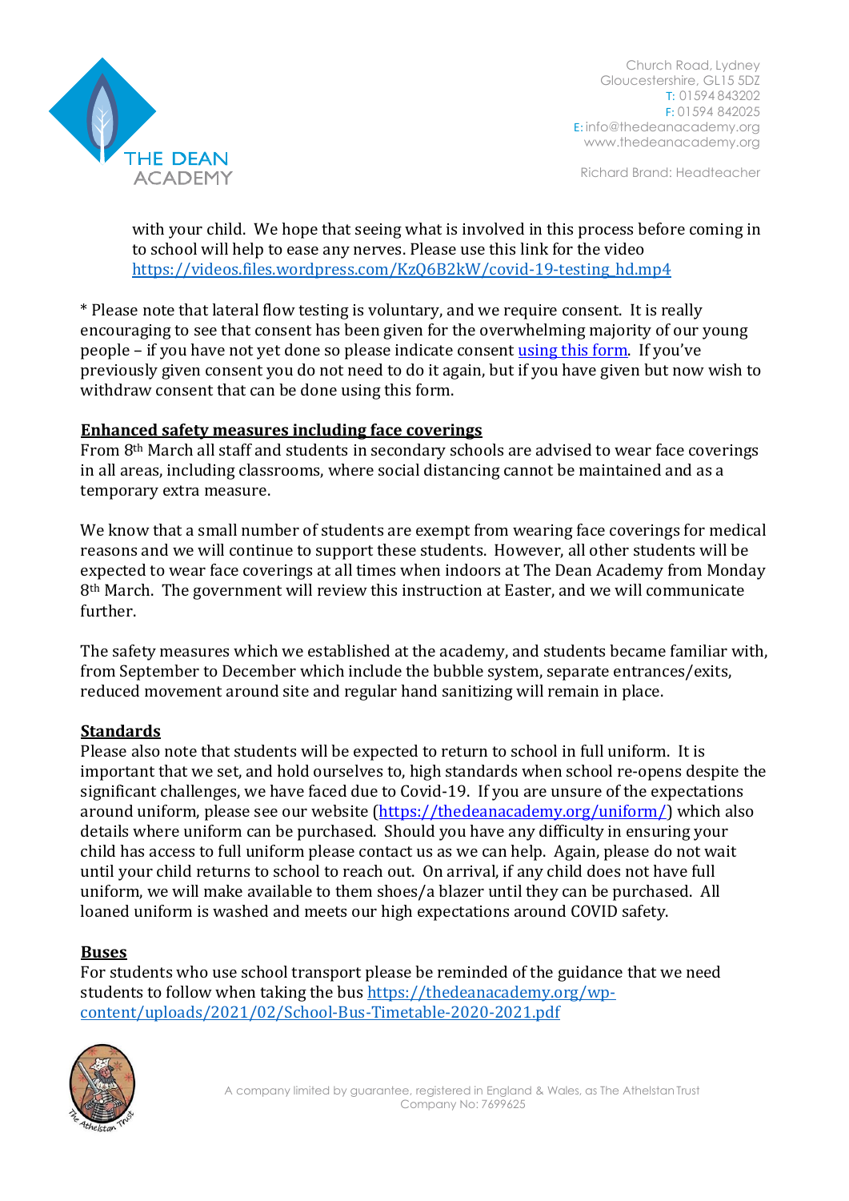with your child. We hope that seeing what is involved in this process before coming in to school will help to ease any nerves. Please use this link for the video https://videos.files.wordpress.com/KzQ6B2kW/covid-19-testing_hd.mp4

* Please note that lateral flow testing is voluntary, and we require consent. It is really encouraging to see that consent has been given for the overwhelming majority of our young people – if you have not yet done so please indicate consent using this form. If you've previously given consent you do not need to do it again, but if you have given but now wish to withdraw consent that can be done using this form.

**Enhanced safety measures including face coverings**

From 8th March all staff and students in secondary schools are advised to wear face coverings in all areas, including classrooms, where social distancing cannot be maintained and as a temporary extra measure.

We know that a small number of students are exempt from wearing face coverings for medical reasons and we will continue to support these students. However, all other students will be expected to wear face coverings at all times when indoors at The Dean Academy from Monday 8th March. The government will review this instruction at Easter, and we will communicate further.

The safety measures which we established at the academy, and students became familiar with, from September to December which include the bubble system, separate entrances/exits, reduced movement around site and regular hand sanitizing will remain in place.

**Standards**

Please also note that students will be expected to return to school in full uniform. It is important that we set, and hold ourselves to, high standards when school re-opens despite the significant challenges, we have faced due to Covid-19. If you are unsure of the expectations around uniform, please see our website (https://thedeanacademy.org/uniform/) which also details where uniform can be purchased. Should you have any difficulty in ensuring your child has access to full uniform please contact us as we can help. Again, please do not wait until your child returns to school to reach out. On arrival, if any child does not have full uniform, we will make available to them shoes/a blazer until they can be purchased. All loaned uniform is washed and meets our high expectations around COVID safety.

**Buses**

For students who use school transport please be reminded of the guidance that we need students to follow when taking the bus https://thedeanacademy.org/wp-content/uploads/2021/02/School-Bus-Timetable-2020-2021.pdf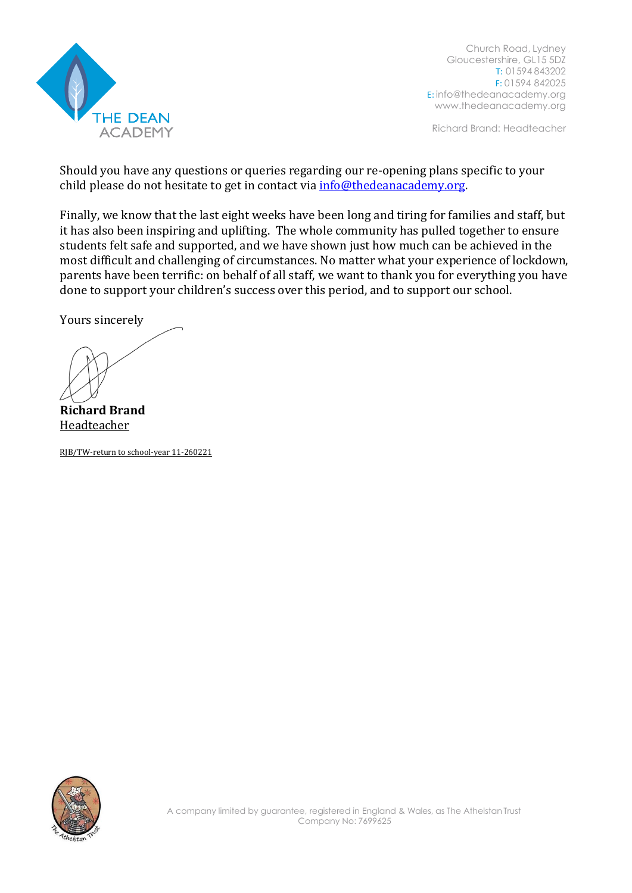Church Road, Lydney
Gloucestershire, GL15 5DZ
T: 01594 843202
F: 01594 842025
E: info@thedeanacademy.org
www.thedeanacademy.org

Richard Brand: Headteacher

Should you have any questions or queries regarding our re-opening plans specific to your child please do not hesitate to get in contact via info@thedeanacademy.org.

Finally, we know that the last eight weeks have been long and tiring for families and staff, but it has also been inspiring and uplifting. The whole community has pulled together to ensure students felt safe and supported, and we have shown just how much can be achieved in the most difficult and challenging of circumstances. No matter what your experience of lockdown, parents have been terrific: on behalf of all staff, we want to thank you for everything you have done to support your children's success over this period, and to support our school.

Yours sincerely

**Richard Brand**
Headteacher

RJB/TW-return to school-year 11-260221

A company limited by guarantee, registered in England & Wales, as The Athelstan Trust
Company No: 7699625